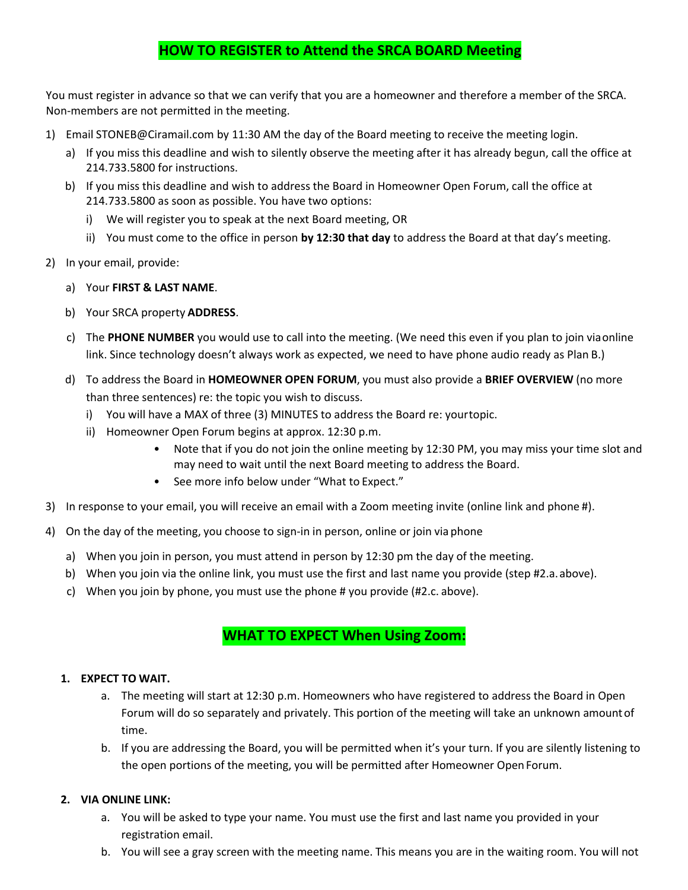## HOW TO REGISTER to Attend the SRCA BOARD Meeting

You must register in advance so that we can verify that you are a homeowner and therefore a member of the SRCA. Non-members are not permitted in the meeting.

1) Email STONEB@Ciramail.com by 11:30 AM the day of the Board meeting to receive the meeting login.
   a) If you miss this deadline and wish to silently observe the meeting after it has already begun, call the office at 214.733.5800 for instructions.
   b) If you miss this deadline and wish to address the Board in Homeowner Open Forum, call the office at 214.733.5800 as soon as possible. You have two options:
      i) We will register you to speak at the next Board meeting, OR
      ii) You must come to the office in person **by 12:30 that day** to address the Board at that day's meeting.
2) In your email, provide:
   a) Your **FIRST & LAST NAME**.
   b) Your SRCA property **ADDRESS**.
   c) The **PHONE NUMBER** you would use to call into the meeting. (We need this even if you plan to join via online link. Since technology doesn't always work as expected, we need to have phone audio ready as Plan B.)
   d) To address the Board in **HOMEOWNER OPEN FORUM**, you must also provide a **BRIEF OVERVIEW** (no more than three sentences) re: the topic you wish to discuss.
      i) You will have a MAX of three (3) MINUTES to address the Board re: your topic.
      ii) Homeowner Open Forum begins at approx. 12:30 p.m.
         - Note that if you do not join the online meeting by 12:30 PM, you may miss your time slot and may need to wait until the next Board meeting to address the Board.
         - See more info below under "What to Expect."
3) In response to your email, you will receive an email with a Zoom meeting invite (online link and phone #).
4) On the day of the meeting, you choose to sign-in in person, online or join via phone
   a) When you join in person, you must attend in person by 12:30 pm the day of the meeting.
   b) When you join via the online link, you must use the first and last name you provide (step #2.a. above).
   c) When you join by phone, you must use the phone # you provide (#2.c. above).

## WHAT TO EXPECT When Using Zoom:

1. **EXPECT TO WAIT.**
   a. The meeting will start at 12:30 p.m. Homeowners who have registered to address the Board in Open Forum will do so separately and privately. This portion of the meeting will take an unknown amount of time.
   b. If you are addressing the Board, you will be permitted when it's your turn. If you are silently listening to the open portions of the meeting, you will be permitted after Homeowner Open Forum.
2. **VIA ONLINE LINK:**
   a. You will be asked to type your name. You must use the first and last name you provided in your registration email.
   b. You will see a gray screen with the meeting name. This means you are in the waiting room. You will not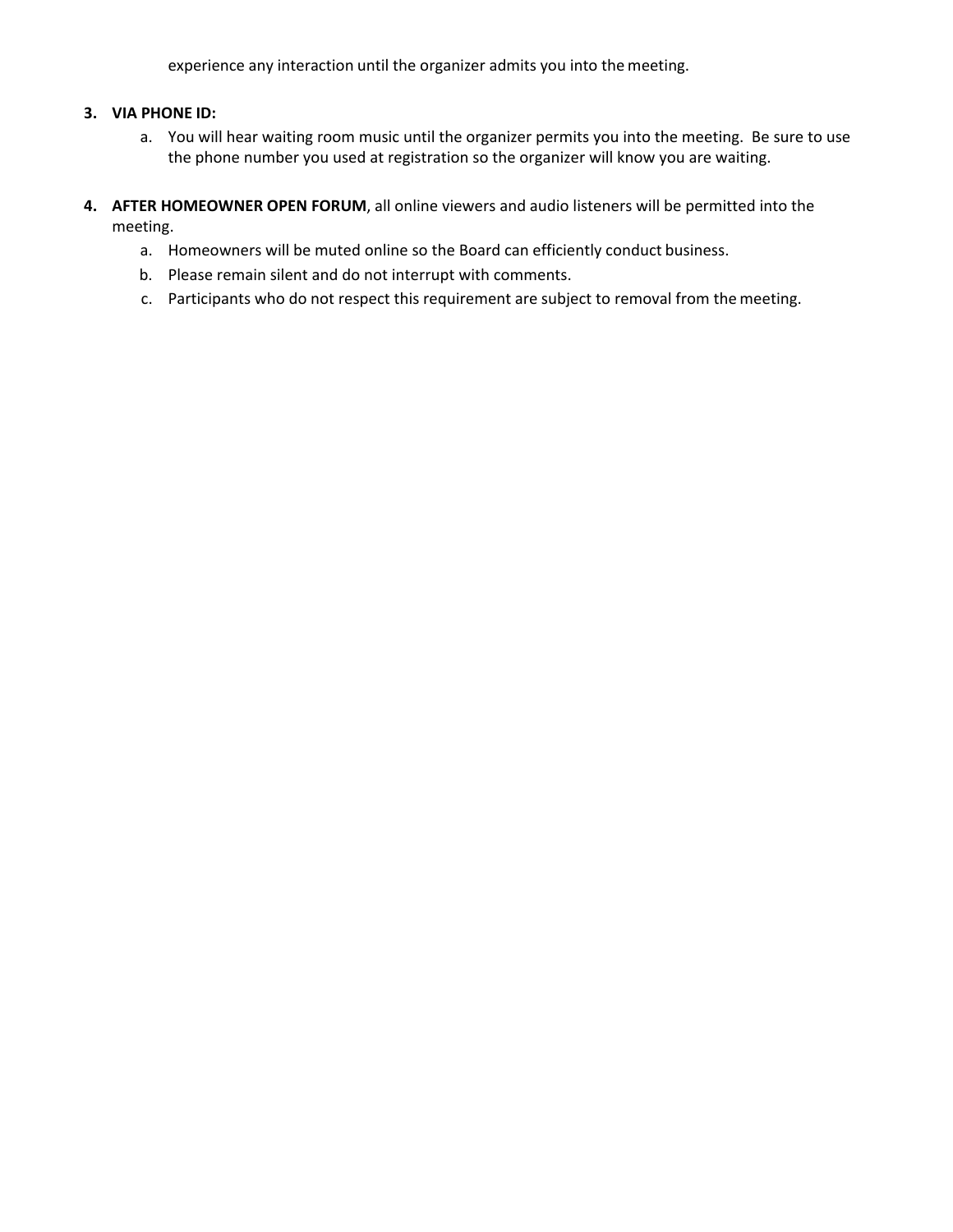experience any interaction until the organizer admits you into the meeting.

3. **VIA PHONE ID:**
    a. You will hear waiting room music until the organizer permits you into the meeting.  Be sure to use the phone number you used at registration so the organizer will know you are waiting.

4. **AFTER HOMEOWNER OPEN FORUM**, all online viewers and audio listeners will be permitted into the meeting.
    a. Homeowners will be muted online so the Board can efficiently conduct business.
    b. Please remain silent and do not interrupt with comments.
    c. Participants who do not respect this requirement are subject to removal from the meeting.